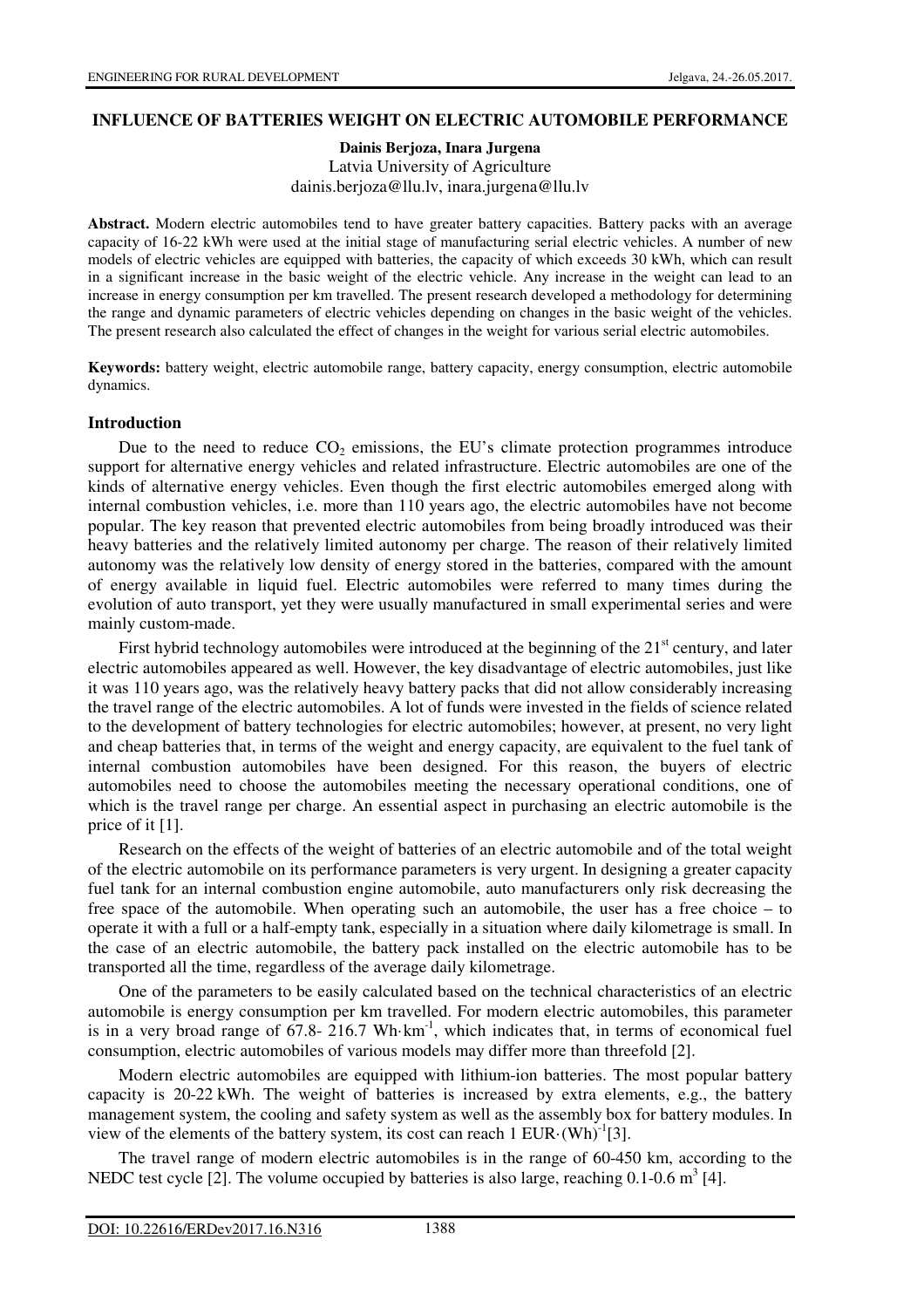# INFLUENCE OF BATTERIES WEIGHT ON ELECTRIC AUTOMOBILE PERFORMANCE

**Dainis Berjoza, Inara Jurgena**
Latvia University of Agriculture
dainis.berjoza@llu.lv, inara.jurgena@llu.lv

**Abstract.** Modern electric automobiles tend to have greater battery capacities. Battery packs with an average capacity of 16-22 kWh were used at the initial stage of manufacturing serial electric vehicles. A number of new models of electric vehicles are equipped with batteries, the capacity of which exceeds 30 kWh, which can result in a significant increase in the basic weight of the electric vehicle. Any increase in the weight can lead to an increase in energy consumption per km travelled. The present research developed a methodology for determining the range and dynamic parameters of electric vehicles depending on changes in the basic weight of the vehicles. The present research also calculated the effect of changes in the weight for various serial electric automobiles.

**Keywords:** battery weight, electric automobile range, battery capacity, energy consumption, electric automobile dynamics.

## Introduction

Due to the need to reduce $CO_2$ emissions, the EU's climate protection programmes introduce support for alternative energy vehicles and related infrastructure. Electric automobiles are one of the kinds of alternative energy vehicles. Even though the first electric automobiles emerged along with internal combustion vehicles, i.e. more than 110 years ago, the electric automobiles have not become popular. The key reason that prevented electric automobiles from being broadly introduced was their heavy batteries and the relatively limited autonomy per charge. The reason of their relatively limited autonomy was the relatively low density of energy stored in the batteries, compared with the amount of energy available in liquid fuel. Electric automobiles were referred to many times during the evolution of auto transport, yet they were usually manufactured in small experimental series and were mainly custom-made.

First hybrid technology automobiles were introduced at the beginning of the 21st century, and later electric automobiles appeared as well. However, the key disadvantage of electric automobiles, just like it was 110 years ago, was the relatively heavy battery packs that did not allow considerably increasing the travel range of the electric automobiles. A lot of funds were invested in the fields of science related to the development of battery technologies for electric automobiles; however, at present, no very light and cheap batteries that, in terms of the weight and energy capacity, are equivalent to the fuel tank of internal combustion automobiles have been designed. For this reason, the buyers of electric automobiles need to choose the automobiles meeting the necessary operational conditions, one of which is the travel range per charge. An essential aspect in purchasing an electric automobile is the price of it [1].

Research on the effects of the weight of batteries of an electric automobile and of the total weight of the electric automobile on its performance parameters is very urgent. In designing a greater capacity fuel tank for an internal combustion engine automobile, auto manufacturers only risk decreasing the free space of the automobile. When operating such an automobile, the user has a free choice – to operate it with a full or a half-empty tank, especially in a situation where daily kilometrage is small. In the case of an electric automobile, the battery pack installed on the electric automobile has to be transported all the time, regardless of the average daily kilometrage.

One of the parameters to be easily calculated based on the technical characteristics of an electric automobile is energy consumption per km travelled. For modern electric automobiles, this parameter is in a very broad range of 67.8- 216.7 $Wh \cdot km^{-1}$, which indicates that, in terms of economical fuel consumption, electric automobiles of various models may differ more than threefold [2].

Modern electric automobiles are equipped with lithium-ion batteries. The most popular battery capacity is 20-22 kWh. The weight of batteries is increased by extra elements, e.g., the battery management system, the cooling and safety system as well as the assembly box for battery modules. In view of the elements of the battery system, its cost can reach 1 $EUR \cdot (Wh)^{-1}$ [3].

The travel range of modern electric automobiles is in the range of 60-450 km, according to the NEDC test cycle [2]. The volume occupied by batteries is also large, reaching 0.1-0.6 $m^3$ [4].

DOI: 10.22616/ERDev2017.16.N316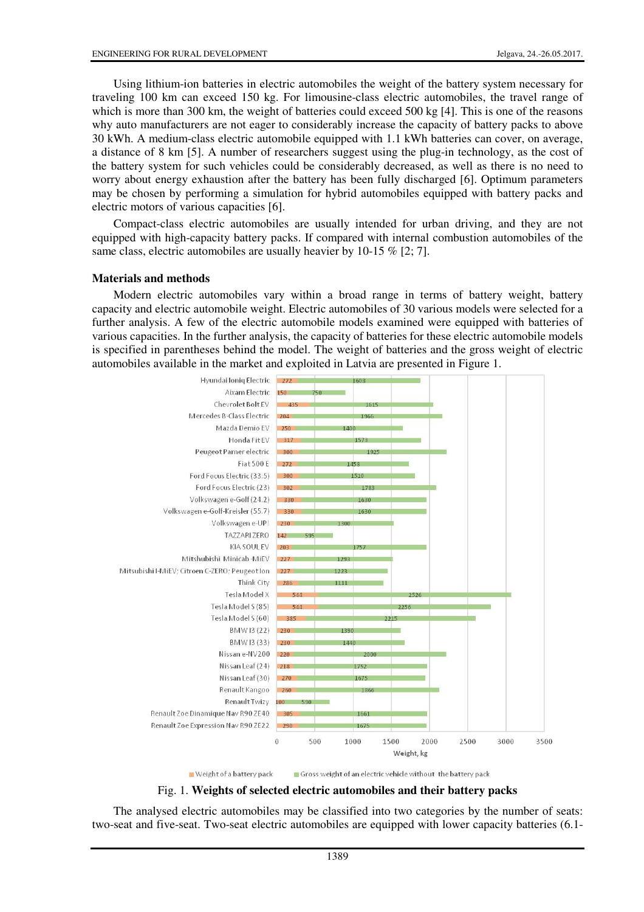Using lithium-ion batteries in electric automobiles the weight of the battery system necessary for traveling 100 km can exceed 150 kg. For limousine-class electric automobiles, the travel range of which is more than 300 km, the weight of batteries could exceed 500 kg [4]. This is one of the reasons why auto manufacturers are not eager to considerably increase the capacity of battery packs to above 30 kWh. A medium-class electric automobile equipped with 1.1 kWh batteries can cover, on average, a distance of 8 km [5]. A number of researchers suggest using the plug-in technology, as the cost of the battery system for such vehicles could be considerably decreased, as well as there is no need to worry about energy exhaustion after the battery has been fully discharged [6]. Optimum parameters may be chosen by performing a simulation for hybrid automobiles equipped with battery packs and electric motors of various capacities [6].

Compact-class electric automobiles are usually intended for urban driving, and they are not equipped with high-capacity battery packs. If compared with internal combustion automobiles of the same class, electric automobiles are usually heavier by 10-15 % [2; 7].

## Materials and methods

Modern electric automobiles vary within a broad range in terms of battery weight, battery capacity and electric automobile weight. Electric automobiles of 30 various models were selected for a further analysis. A few of the electric automobile models examined were equipped with batteries of various capacities. In the further analysis, the capacity of batteries for these electric automobile models is specified in parentheses behind the model. The weight of batteries and the gross weight of electric automobiles available in the market and exploited in Latvia are presented in Figure 1.

| Model | Weight of a battery pack, kg | Gross weight of an electric vehicle without the battery pack, kg |
|---|---|---|
| Hyundai Ioniq Electric | 272 | 1608 |
| Aixam Electric | 150 | 750 |
| Chevrolet Bolt EV | 435 | 1615 |
| Mercedes B-Class Electric | 204 | 1966 |
| Mazda Demio EV | 250 | 1400 |
| Honda Fit EV | 317 | 1573 |
| Peugeot Parner electric | 300 | 1925 |
| Fiat 500 E | 272 | 1458 |
| Ford Focus Electric (33.5) | 300 | 1510 |
| Ford Focus Electric (23) | 302 | 1783 |
| Volkswagen e-Golf (24.2) | 330 | 1630 |
| Volkswagen e-Golf-Kreisler (55.7) | 330 | 1630 |
| Volkswagen e-UP! | 230 | 1300 |
| TAZZARI ZERO | 142 | 595 |
| KIA SOUL EV | 203 | 1757 |
| Mitshubishi Minicab-MiEV | 227 | 1293 |
| Mitsubishi I-MiEV; Citroen C-ZERO; Peugeot Ion | 227 | 1223 |
| Think City | 286 | 1111 |
| Tesla Model X | 544 | 2526 |
| Tesla Model S (85) | 544 | 2256 |
| Tesla Model S (60) | 385 | 2215 |
| BMW I3 (22) | 230 | 1390 |
| BMW I3 (33) | 230 | 1440 |
| Nissan e-NV200 | 220 | 2000 |
| Nissan Leaf (24) | 218 | 1752 |
| Nissan Leaf (30) | 270 | 1675 |
| Renault Kangoo | 260 | 1866 |
| Renault Twizy | 100 | 590 |
| Renault Zoe Dinamique Nav R90 ZE40 | 305 | 1661 |
| Renault Zoe Expression Nav R90 ZE22 | 290 | 1675 |

Fig. 1. **Weights of selected electric automobiles and their battery packs**

The analysed electric automobiles may be classified into two categories by the number of seats: two-seat and five-seat. Two-seat electric automobiles are equipped with lower capacity batteries (6.1-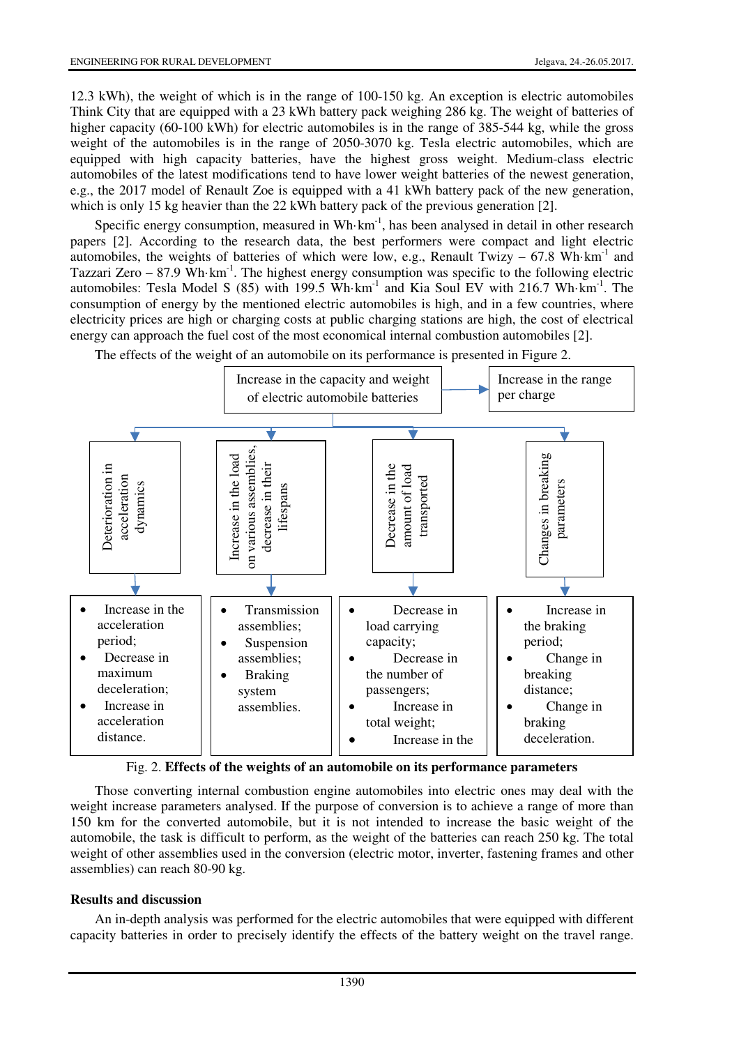12.3 kWh), the weight of which is in the range of 100-150 kg. An exception is electric automobiles Think City that are equipped with a 23 kWh battery pack weighing 286 kg. The weight of batteries of higher capacity (60-100 kWh) for electric automobiles is in the range of 385-544 kg, while the gross weight of the automobiles is in the range of 2050-3070 kg. Tesla electric automobiles, which are equipped with high capacity batteries, have the highest gross weight. Medium-class electric automobiles of the latest modifications tend to have lower weight batteries of the newest generation, e.g., the 2017 model of Renault Zoe is equipped with a 41 kWh battery pack of the new generation, which is only 15 kg heavier than the 22 kWh battery pack of the previous generation [2].

Specific energy consumption, measured in $Wh \cdot km^{-1}$, has been analysed in detail in other research papers [2]. According to the research data, the best performers were compact and light electric automobiles, the weights of batteries of which were low, e.g., Renault Twizy – 67.8 $Wh \cdot km^{-1}$ and Tazzari Zero – 87.9 $Wh \cdot km^{-1}$. The highest energy consumption was specific to the following electric automobiles: Tesla Model S (85) with 199.5 $Wh \cdot km^{-1}$ and Kia Soul EV with 216.7 $Wh \cdot km^{-1}$. The consumption of energy by the mentioned electric automobiles is high, and in a few countries, where electricity prices are high or charging costs at public charging stations are high, the cost of electrical energy can approach the fuel cost of the most economical internal combustion automobiles [2].

The effects of the weight of an automobile on its performance is presented in Figure 2.

Increase in the capacity and weight of electric automobile batteries → Increase in the range per charge

- Deterioration in acceleration dynamics
  - Increase in the acceleration period;
  - Decrease in maximum deceleration;
  - Increase in acceleration distance.
- Increase in the load on various assemblies, decrease in their lifespans
  - Transmission assemblies;
  - Suspension assemblies;
  - Braking system assemblies.
- Decrease in the amount of load transported
  - Decrease in load carrying capacity;
  - Decrease in the number of passengers;
  - Increase in total weight;
  - Increase in the
- Changes in breaking parameters
  - Increase in the braking period;
  - Change in breaking distance;
  - Change in braking deceleration.

Fig. 2. **Effects of the weights of an automobile on its performance parameters**

Those converting internal combustion engine automobiles into electric ones may deal with the weight increase parameters analysed. If the purpose of conversion is to achieve a range of more than 150 km for the converted automobile, but it is not intended to increase the basic weight of the automobile, the task is difficult to perform, as the weight of the batteries can reach 250 kg. The total weight of other assemblies used in the conversion (electric motor, inverter, fastening frames and other assemblies) can reach 80-90 kg.

## Results and discussion

An in-depth analysis was performed for the electric automobiles that were equipped with different capacity batteries in order to precisely identify the effects of the battery weight on the travel range.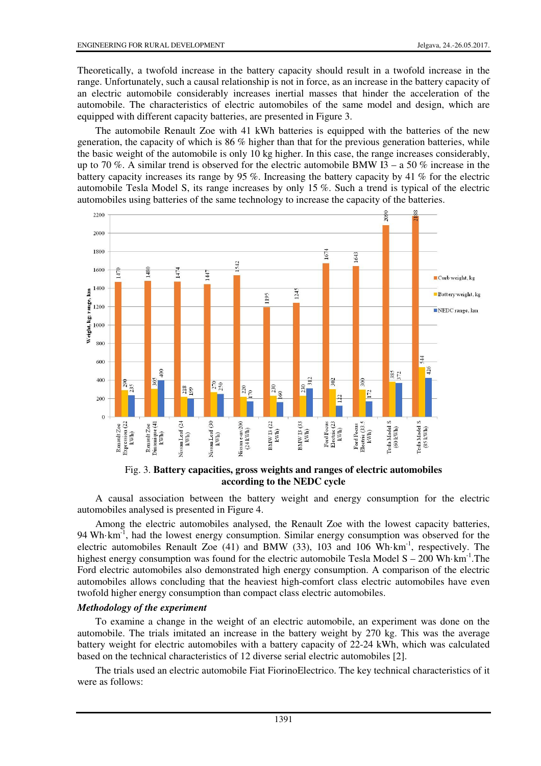Theoretically, a twofold increase in the battery capacity should result in a twofold increase in the range. Unfortunately, such a causal relationship is not in force, as an increase in the battery capacity of an electric automobile considerably increases inertial masses that hinder the acceleration of the automobile. The characteristics of electric automobiles of the same model and design, which are equipped with different capacity batteries, are presented in Figure 3.

The automobile Renault Zoe with 41 kWh batteries is equipped with the batteries of the new generation, the capacity of which is 86 % higher than that for the previous generation batteries, while the basic weight of the automobile is only 10 kg higher. In this case, the range increases considerably, up to 70 %. A similar trend is observed for the electric automobile BMW I3 – a 50 % increase in the battery capacity increases its range by 95 %. Increasing the battery capacity by 41 % for the electric automobile Tesla Model S, its range increases by only 15 %. Such a trend is typical of the electric automobiles using batteries of the same technology to increase the capacity of the batteries.

| Automobile | Curb weight, kg | Battery weight, kg | NEDC range, km |
|---|---|---|---|
| Renault Zoe Expression (22 kWh) | 1470 | 290 | 235 |
| Renault Zoe Dinamique (41 kWh) | 1480 | 305 | 400 |
| Nissan Leaf (24 kWh) | 1474 | 218 | 199 |
| Nissan Leaf (30 kWh) | 1447 | 270 | 250 |
| Nissan e-nv200 (24 kWh) | 1542 | 220 | 170 |
| BMW I3 (22 kWh) | 1195 | 230 | 160 |
| BMW I3 (33 kWh) | 1245 | 230 | 312 |
| Ford Focus Electric (23 kWh) | 1674 | 302 | 122 |
| Ford Focus Electric (33.5 kWh) | 1643 | 300 | 172 |
| Tesla Model S (60 kWh) | 2090 | 385 | 372 |
| Tesla Model S (85 kWh) | 2188 | 544 | 426 |

Fig. 3. **Battery capacities, gross weights and ranges of electric automobiles according to the NEDC cycle**

A causal association between the battery weight and energy consumption for the electric automobiles analysed is presented in Figure 4.

Among the electric automobiles analysed, the Renault Zoe with the lowest capacity batteries, 94 Wh·km$^{-1}$, had the lowest energy consumption. Similar energy consumption was observed for the electric automobiles Renault Zoe (41) and BMW (33), 103 and 106 Wh·km$^{-1}$, respectively. The highest energy consumption was found for the electric automobile Tesla Model S – 200 Wh·km$^{-1}$.The Ford electric automobiles also demonstrated high energy consumption. A comparison of the electric automobiles allows concluding that the heaviest high-comfort class electric automobiles have even twofold higher energy consumption than compact class electric automobiles.

***Methodology of the experiment***

To examine a change in the weight of an electric automobile, an experiment was done on the automobile. The trials imitated an increase in the battery weight by 270 kg. This was the average battery weight for electric automobiles with a battery capacity of 22-24 kWh, which was calculated based on the technical characteristics of 12 diverse serial electric automobiles [2].

The trials used an electric automobile Fiat FiorinoElectrico. The key technical characteristics of it were as follows: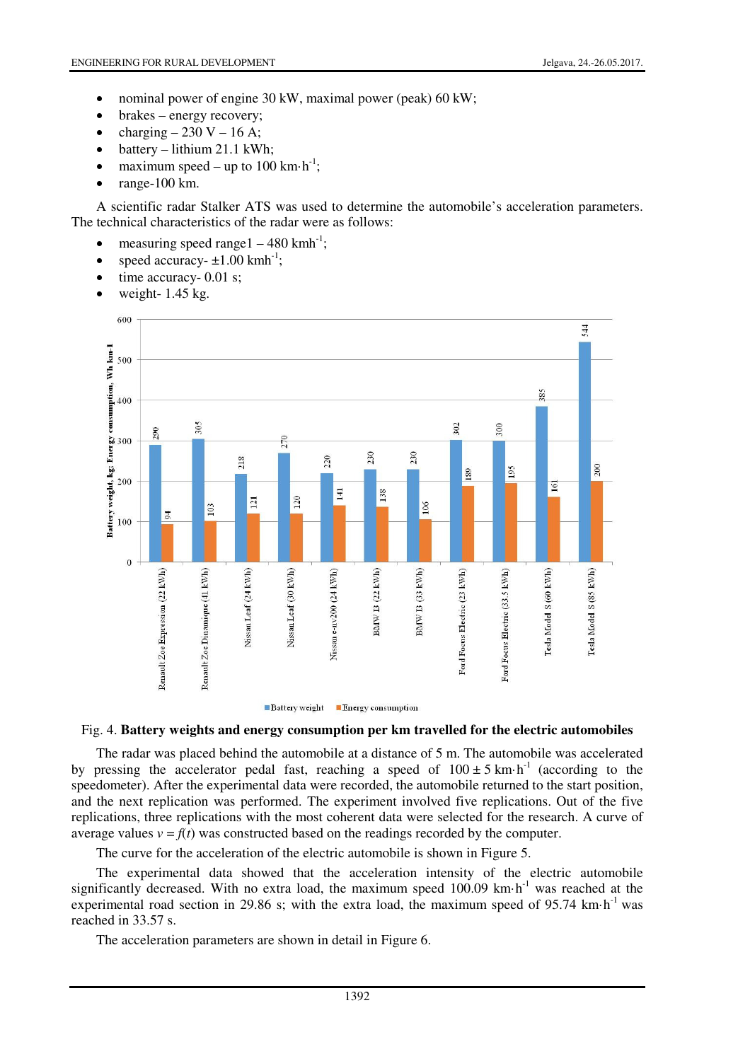- nominal power of engine 30 kW, maximal power (peak) 60 kW;
- brakes – energy recovery;
- charging – 230 V – 16 A;
- battery – lithium 21.1 kWh;
- maximum speed – up to 100 km·h$^{-1}$;
- range-100 km.

A scientific radar Stalker ATS was used to determine the automobile's acceleration parameters. The technical characteristics of the radar were as follows:

- measuring speed range1 – 480 kmh$^{-1}$;
- speed accuracy- ±1.00 kmh$^{-1}$;
- time accuracy- 0.01 s;
- weight- 1.45 kg.

| Automobile | Battery weight, kg | Energy consumption, Wh km-1 |
|---|---|---|
| Renault Zoe Expression (22 kWh) | 290 | 94 |
| Renault Zoe Dinamique (41 kWh) | 305 | 103 |
| Nissan Leaf (24 kWh) | 218 | 121 |
| Nissan Leaf (30 kWh) | 270 | 120 |
| Nissan e-nv200 (24 kWh) | 220 | 141 |
| BMW I3 (22 kWh) | 230 | 138 |
| BMW I3 (33 kWh) | 230 | 106 |
| Ford Focus Electric (23 kWh) | 302 | 189 |
| Ford Focus Electric (33.5 kWh) | 300 | 195 |
| Tesla Model S (60 kWh) | 385 | 161 |
| Tesla Model S (85 kWh) | 544 | 200 |

Fig. 4. **Battery weights and energy consumption per km travelled for the electric automobiles**

The radar was placed behind the automobile at a distance of 5 m. The automobile was accelerated by pressing the accelerator pedal fast, reaching a speed of 100 ± 5 km·h$^{-1}$ (according to the speedometer). After the experimental data were recorded, the automobile returned to the start position, and the next replication was performed. The experiment involved five replications. Out of the five replications, three replications with the most coherent data were selected for the research. A curve of average values $v = f(t)$ was constructed based on the readings recorded by the computer.

The curve for the acceleration of the electric automobile is shown in Figure 5.

The experimental data showed that the acceleration intensity of the electric automobile significantly decreased. With no extra load, the maximum speed 100.09 km·h$^{-1}$ was reached at the experimental road section in 29.86 s; with the extra load, the maximum speed of 95.74 km·h$^{-1}$ was reached in 33.57 s.

The acceleration parameters are shown in detail in Figure 6.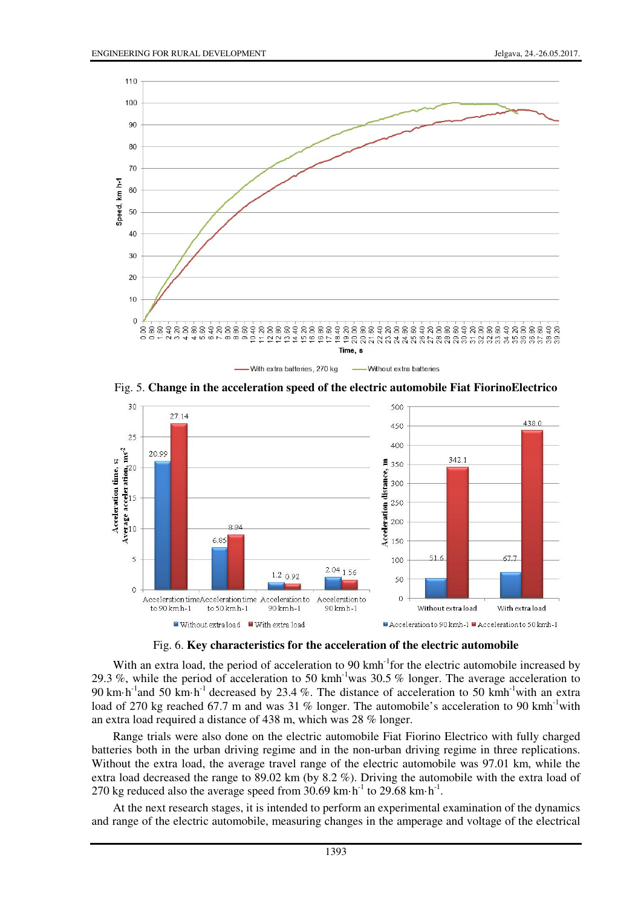Fig. 5. **Change in the acceleration speed of the electric automobile Fiat FiorinoElectrico**

Fig. 6. **Key characteristics for the acceleration of the electric automobile**

With an extra load, the period of acceleration to 90 kmh$^{-1}$for the electric automobile increased by 29.3 %, while the period of acceleration to 50 kmh$^{-1}$was 30.5 % longer. The average acceleration to 90 km·h$^{-1}$and 50 km·h$^{-1}$ decreased by 23.4 %. The distance of acceleration to 50 kmh$^{-1}$with an extra load of 270 kg reached 67.7 m and was 31 % longer. The automobile's acceleration to 90 kmh$^{-1}$with an extra load required a distance of 438 m, which was 28 % longer.

Range trials were also done on the electric automobile Fiat Fiorino Electrico with fully charged batteries both in the urban driving regime and in the non-urban driving regime in three replications. Without the extra load, the average travel range of the electric automobile was 97.01 km, while the extra load decreased the range to 89.02 km (by 8.2 %). Driving the automobile with the extra load of 270 kg reduced also the average speed from 30.69 km·h$^{-1}$ to 29.68 km·h$^{-1}$.

At the next research stages, it is intended to perform an experimental examination of the dynamics and range of the electric automobile, measuring changes in the amperage and voltage of the electrical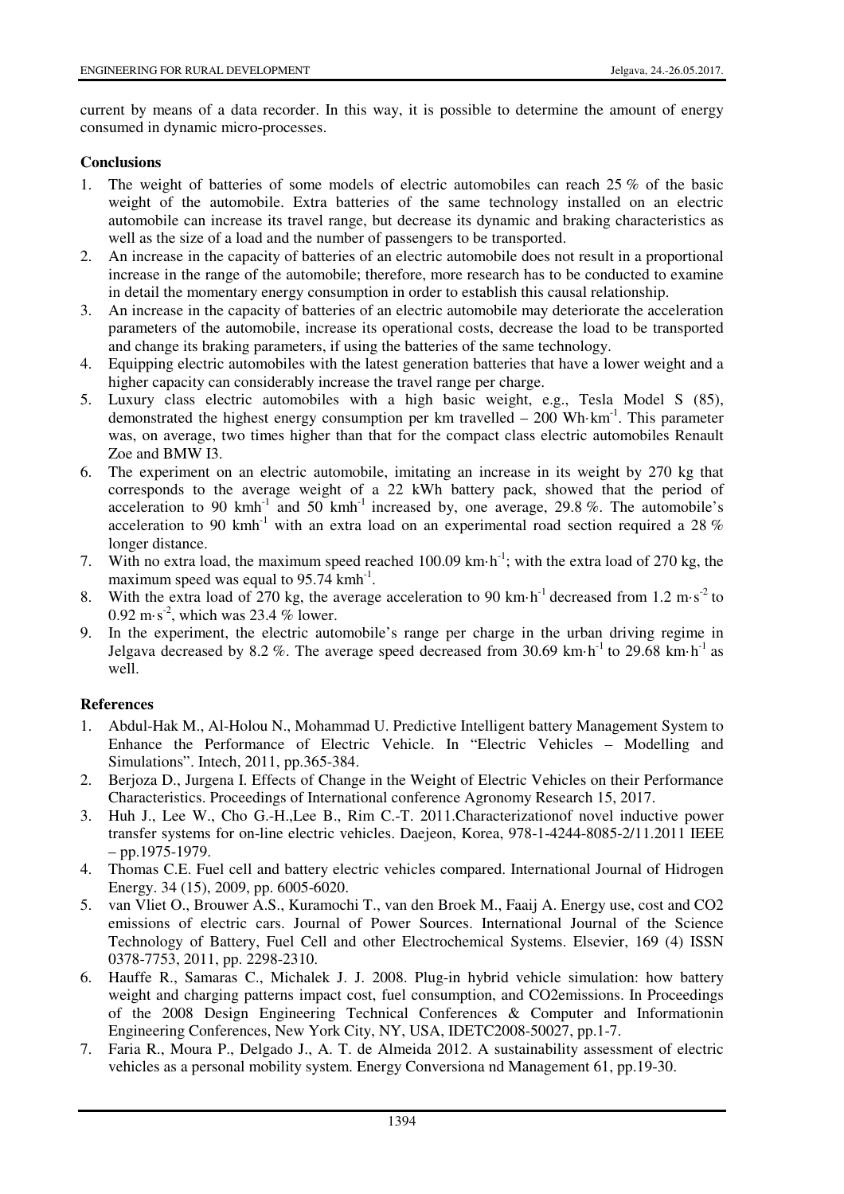current by means of a data recorder. In this way, it is possible to determine the amount of energy consumed in dynamic micro-processes.

## Conclusions

1. The weight of batteries of some models of electric automobiles can reach 25 % of the basic weight of the automobile. Extra batteries of the same technology installed on an electric automobile can increase its travel range, but decrease its dynamic and braking characteristics as well as the size of a load and the number of passengers to be transported.
2. An increase in the capacity of batteries of an electric automobile does not result in a proportional increase in the range of the automobile; therefore, more research has to be conducted to examine in detail the momentary energy consumption in order to establish this causal relationship.
3. An increase in the capacity of batteries of an electric automobile may deteriorate the acceleration parameters of the automobile, increase its operational costs, decrease the load to be transported and change its braking parameters, if using the batteries of the same technology.
4. Equipping electric automobiles with the latest generation batteries that have a lower weight and a higher capacity can considerably increase the travel range per charge.
5. Luxury class electric automobiles with a high basic weight, e.g., Tesla Model S (85), demonstrated the highest energy consumption per km travelled – 200 $Wh \cdot km^{-1}$. This parameter was, on average, two times higher than that for the compact class electric automobiles Renault Zoe and BMW I3.
6. The experiment on an electric automobile, imitating an increase in its weight by 270 kg that corresponds to the average weight of a 22 kWh battery pack, showed that the period of acceleration to 90 $kmh^{-1}$ and 50 $kmh^{-1}$ increased by, one average, 29.8 %. The automobile's acceleration to 90 $kmh^{-1}$ with an extra load on an experimental road section required a 28 % longer distance.
7. With no extra load, the maximum speed reached 100.09 $km \cdot h^{-1}$; with the extra load of 270 kg, the maximum speed was equal to 95.74 $kmh^{-1}$.
8. With the extra load of 270 kg, the average acceleration to 90 $km \cdot h^{-1}$ decreased from 1.2 $m \cdot s^{-2}$ to 0.92 $m \cdot s^{-2}$, which was 23.4 % lower.
9. In the experiment, the electric automobile's range per charge in the urban driving regime in Jelgava decreased by 8.2 %. The average speed decreased from 30.69 $km \cdot h^{-1}$ to 29.68 $km \cdot h^{-1}$ as well.

## References

1. Abdul-Hak M., Al-Holou N., Mohammad U. Predictive Intelligent battery Management System to Enhance the Performance of Electric Vehicle. In "Electric Vehicles – Modelling and Simulations". Intech, 2011, pp.365-384.
2. Berjoza D., Jurgena I. Effects of Change in the Weight of Electric Vehicles on their Performance Characteristics. Proceedings of International conference Agronomy Research 15, 2017.
3. Huh J., Lee W., Cho G.-H.,Lee B., Rim C.-T. 2011.Characterizationof novel inductive power transfer systems for on-line electric vehicles. Daejeon, Korea, 978-1-4244-8085-2/11.2011 IEEE – pp.1975-1979.
4. Thomas C.E. Fuel cell and battery electric vehicles compared. International Journal of Hidrogen Energy. 34 (15), 2009, pp. 6005-6020.
5. van Vliet O., Brouwer A.S., Kuramochi T., van den Broek M., Faaij A. Energy use, cost and CO2 emissions of electric cars. Journal of Power Sources. International Journal of the Science Technology of Battery, Fuel Cell and other Electrochemical Systems. Elsevier, 169 (4) ISSN 0378-7753, 2011, pp. 2298-2310.
6. Hauffe R., Samaras C., Michalek J. J. 2008. Plug-in hybrid vehicle simulation: how battery weight and charging patterns impact cost, fuel consumption, and CO2emissions. In Proceedings of the 2008 Design Engineering Technical Conferences & Computer and Informationin Engineering Conferences, New York City, NY, USA, IDETC2008-50027, pp.1-7.
7. Faria R., Moura P., Delgado J., A. T. de Almeida 2012. A sustainability assessment of electric vehicles as a personal mobility system. Energy Conversiona nd Management 61, pp.19-30.